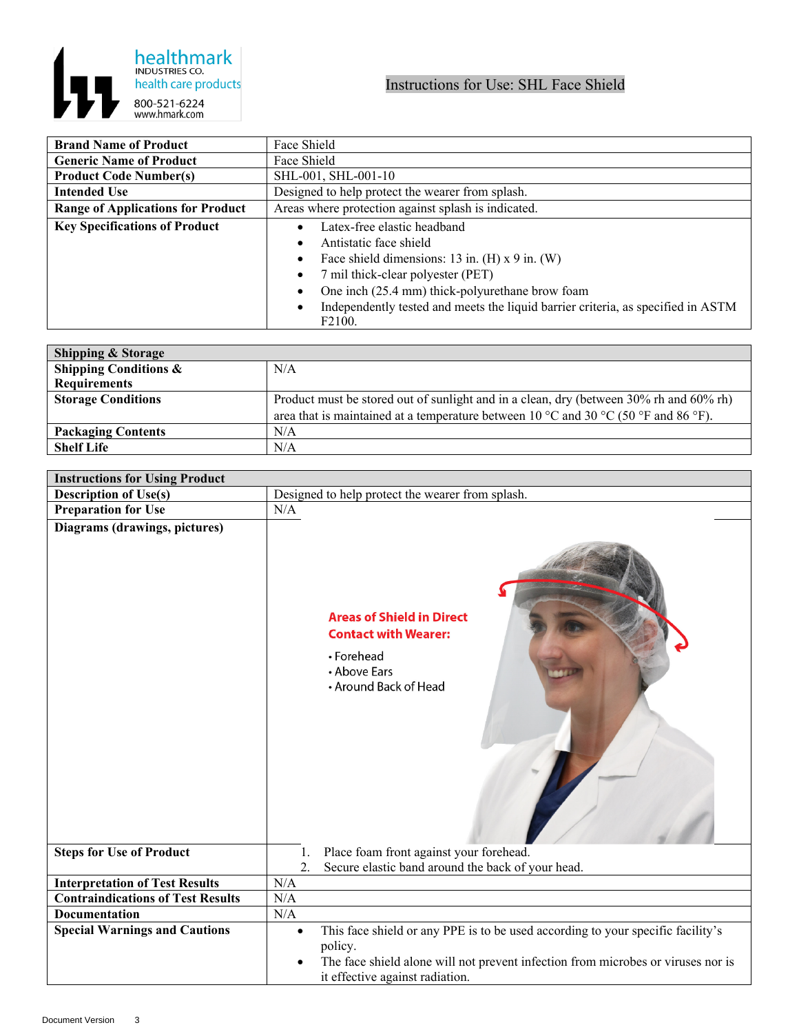healthmark INDUSTRIES CO.
health care products
800-521-6224
www.hmark.com

# Instructions for Use: SHL Face Shield

| | |
|---|---|
| **Brand Name of Product** | Face Shield |
| **Generic Name of Product** | Face Shield |
| **Product Code Number(s)** | SHL-001, SHL-001-10 |
| **Intended Use** | Designed to help protect the wearer from splash. |
| **Range of Applications for Product** | Areas where protection against splash is indicated. |
| **Key Specifications of Product** | • Latex-free elastic headband<br>• Antistatic face shield<br>• Face shield dimensions: 13 in. (H) x 9 in. (W)<br>• 7 mil thick-clear polyester (PET)<br>• One inch (25.4 mm) thick-polyurethane brow foam<br>• Independently tested and meets the liquid barrier criteria, as specified in ASTM F2100. |

| **Shipping & Storage** | |
|---|---|
| **Shipping Conditions & Requirements** | N/A |
| **Storage Conditions** | Product must be stored out of sunlight and in a clean, dry (between 30% rh and 60% rh) area that is maintained at a temperature between 10 °C and 30 °C (50 °F and 86 °F). |
| **Packaging Contents** | N/A |
| **Shelf Life** | N/A |

| **Instructions for Using Product** | |
|---|---|
| **Description of Use(s)** | Designed to help protect the wearer from splash. |
| **Preparation for Use** | N/A |
| **Diagrams (drawings, pictures)** | **Areas of Shield in Direct Contact with Wearer:**<br>• Forehead<br>• Above Ears<br>• Around Back of Head |
| **Steps for Use of Product** | 1. Place foam front against your forehead.<br>2. Secure elastic band around the back of your head. |
| **Interpretation of Test Results** | N/A |
| **Contraindications of Test Results** | N/A |
| **Documentation** | N/A |
| **Special Warnings and Cautions** | • This face shield or any PPE is to be used according to your specific facility's policy.<br>• The face shield alone will not prevent infection from microbes or viruses nor is it effective against radiation. |

Document Version 3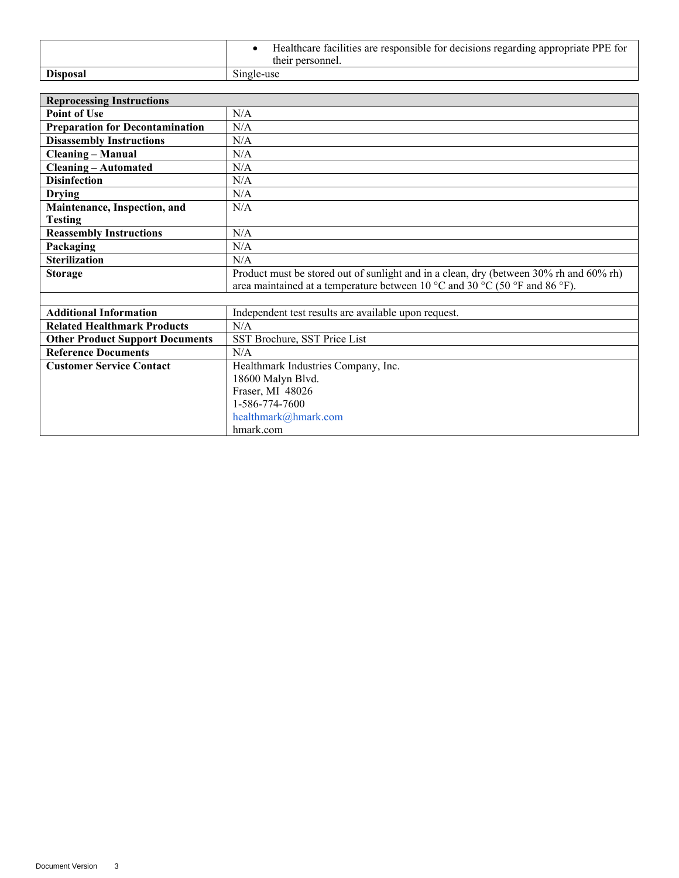| | |
|---|---|
| | • Healthcare facilities are responsible for decisions regarding appropriate PPE for their personnel. |
| **Disposal** | Single-use |

| **Reprocessing Instructions** | |
|---|---|
| **Point of Use** | N/A |
| **Preparation for Decontamination** | N/A |
| **Disassembly Instructions** | N/A |
| **Cleaning – Manual** | N/A |
| **Cleaning – Automated** | N/A |
| **Disinfection** | N/A |
| **Drying** | N/A |
| **Maintenance, Inspection, and Testing** | N/A |
| **Reassembly Instructions** | N/A |
| **Packaging** | N/A |
| **Sterilization** | N/A |
| **Storage** | Product must be stored out of sunlight and in a clean, dry (between 30% rh and 60% rh) area maintained at a temperature between 10 °C and 30 °C (50 °F and 86 °F). |
| | |
| **Additional Information** | Independent test results are available upon request. |
| **Related Healthmark Products** | N/A |
| **Other Product Support Documents** | SST Brochure, SST Price List |
| **Reference Documents** | N/A |
| **Customer Service Contact** | Healthmark Industries Company, Inc.<br>18600 Malyn Blvd.<br>Fraser, MI 48026<br>1-586-774-7600<br>healthmark@hmark.com<br>hmark.com |

Document Version 3